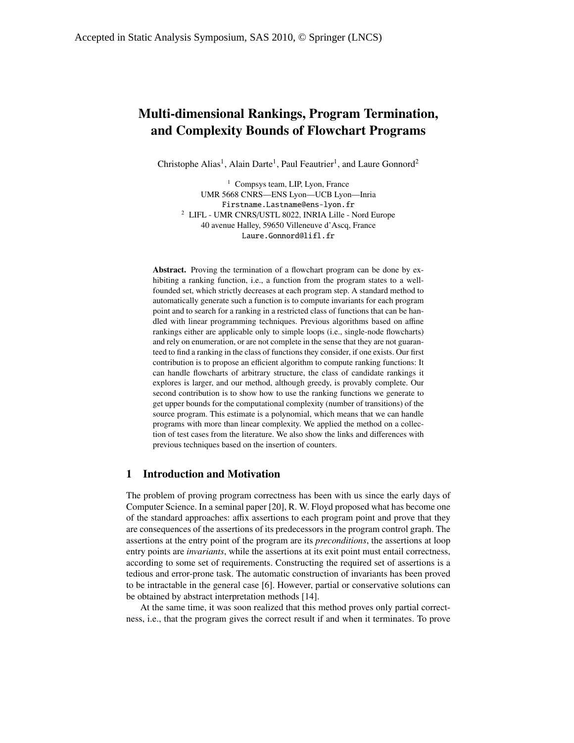Accepted in Static Analysis Symposium, SAS 2010, © Springer (LNCS)

# Multi-dimensional Rankings, Program Termination, and Complexity Bounds of Flowchart Programs

Christophe Alias[1], Alain Darte[1], Paul Feautrier[1], and Laure Gonnord[2]

[1] Compsys team, LIP, Lyon, France
UMR 5668 CNRS—ENS Lyon—UCB Lyon—Inria
Firstname.Lastname@ens-lyon.fr
[2] LIFL - UMR CNRS/USTL 8022, INRIA Lille - Nord Europe
40 avenue Halley, 59650 Villeneuve d'Ascq, France
Laure.Gonnord@lifl.fr

**Abstract.** Proving the termination of a flowchart program can be done by exhibiting a ranking function, i.e., a function from the program states to a well-founded set, which strictly decreases at each program step. A standard method to automatically generate such a function is to compute invariants for each program point and to search for a ranking in a restricted class of functions that can be handled with linear programming techniques. Previous algorithms based on affine rankings either are applicable only to simple loops (i.e., single-node flowcharts) and rely on enumeration, or are not complete in the sense that they are not guaranteed to find a ranking in the class of functions they consider, if one exists. Our first contribution is to propose an efficient algorithm to compute ranking functions: It can handle flowcharts of arbitrary structure, the class of candidate rankings it explores is larger, and our method, although greedy, is provably complete. Our second contribution is to show how to use the ranking functions we generate to get upper bounds for the computational complexity (number of transitions) of the source program. This estimate is a polynomial, which means that we can handle programs with more than linear complexity. We applied the method on a collection of test cases from the literature. We also show the links and differences with previous techniques based on the insertion of counters.

## 1 Introduction and Motivation

The problem of proving program correctness has been with us since the early days of Computer Science. In a seminal paper [20], R. W. Floyd proposed what has become one of the standard approaches: affix assertions to each program point and prove that they are consequences of the assertions of its predecessors in the program control graph. The assertions at the entry point of the program are its *preconditions*, the assertions at loop entry points are *invariants*, while the assertions at its exit point must entail correctness, according to some set of requirements. Constructing the required set of assertions is a tedious and error-prone task. The automatic construction of invariants has been proved to be intractable in the general case [6]. However, partial or conservative solutions can be obtained by abstract interpretation methods [14].

At the same time, it was soon realized that this method proves only partial correctness, i.e., that the program gives the correct result if and when it terminates. To prove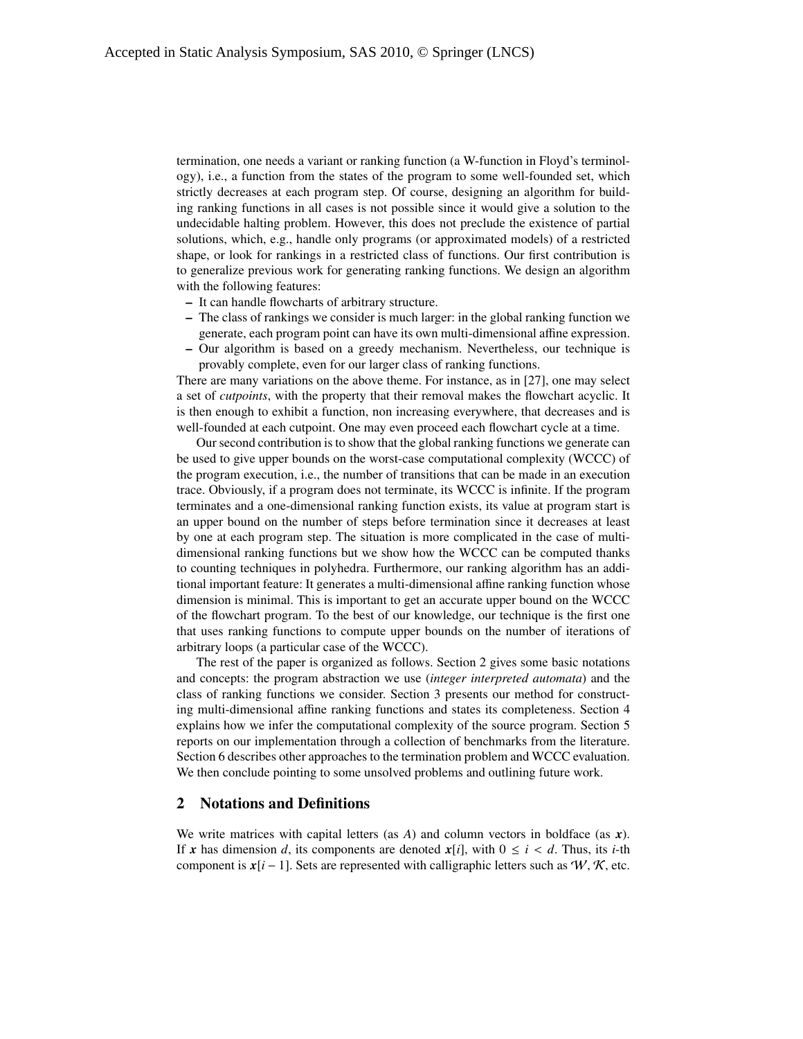termination, one needs a variant or ranking function (a W-function in Floyd's terminology), i.e., a function from the states of the program to some well-founded set, which strictly decreases at each program step. Of course, designing an algorithm for building ranking functions in all cases is not possible since it would give a solution to the undecidable halting problem. However, this does not preclude the existence of partial solutions, which, e.g., handle only programs (or approximated models) of a restricted shape, or look for rankings in a restricted class of functions. Our first contribution is to generalize previous work for generating ranking functions. We design an algorithm with the following features:

- It can handle flowcharts of arbitrary structure.
- The class of rankings we consider is much larger: in the global ranking function we generate, each program point can have its own multi-dimensional affine expression.
- Our algorithm is based on a greedy mechanism. Nevertheless, our technique is provably complete, even for our larger class of ranking functions.

There are many variations on the above theme. For instance, as in [27], one may select a set of *cutpoints*, with the property that their removal makes the flowchart acyclic. It is then enough to exhibit a function, non increasing everywhere, that decreases and is well-founded at each cutpoint. One may even proceed each flowchart cycle at a time.

Our second contribution is to show that the global ranking functions we generate can be used to give upper bounds on the worst-case computational complexity (WCCC) of the program execution, i.e., the number of transitions that can be made in an execution trace. Obviously, if a program does not terminate, its WCCC is infinite. If the program terminates and a one-dimensional ranking function exists, its value at program start is an upper bound on the number of steps before termination since it decreases at least by one at each program step. The situation is more complicated in the case of multi-dimensional ranking functions but we show how the WCCC can be computed thanks to counting techniques in polyhedra. Furthermore, our ranking algorithm has an additional important feature: It generates a multi-dimensional affine ranking function whose dimension is minimal. This is important to get an accurate upper bound on the WCCC of the flowchart program. To the best of our knowledge, our technique is the first one that uses ranking functions to compute upper bounds on the number of iterations of arbitrary loops (a particular case of the WCCC).

The rest of the paper is organized as follows. Section 2 gives some basic notations and concepts: the program abstraction we use (*integer interpreted automata*) and the class of ranking functions we consider. Section 3 presents our method for constructing multi-dimensional affine ranking functions and states its completeness. Section 4 explains how we infer the computational complexity of the source program. Section 5 reports on our implementation through a collection of benchmarks from the literature. Section 6 describes other approaches to the termination problem and WCCC evaluation. We then conclude pointing to some unsolved problems and outlining future work.

## 2 Notations and Definitions

We write matrices with capital letters (as $A$) and column vectors in boldface (as $\boldsymbol{x}$). If $\boldsymbol{x}$ has dimension $d$, its components are denoted $\boldsymbol{x}[i]$, with $0 \leq i < d$. Thus, its $i$-th component is $\boldsymbol{x}[i-1]$. Sets are represented with calligraphic letters such as $\mathcal{W}$, $\mathcal{K}$, etc.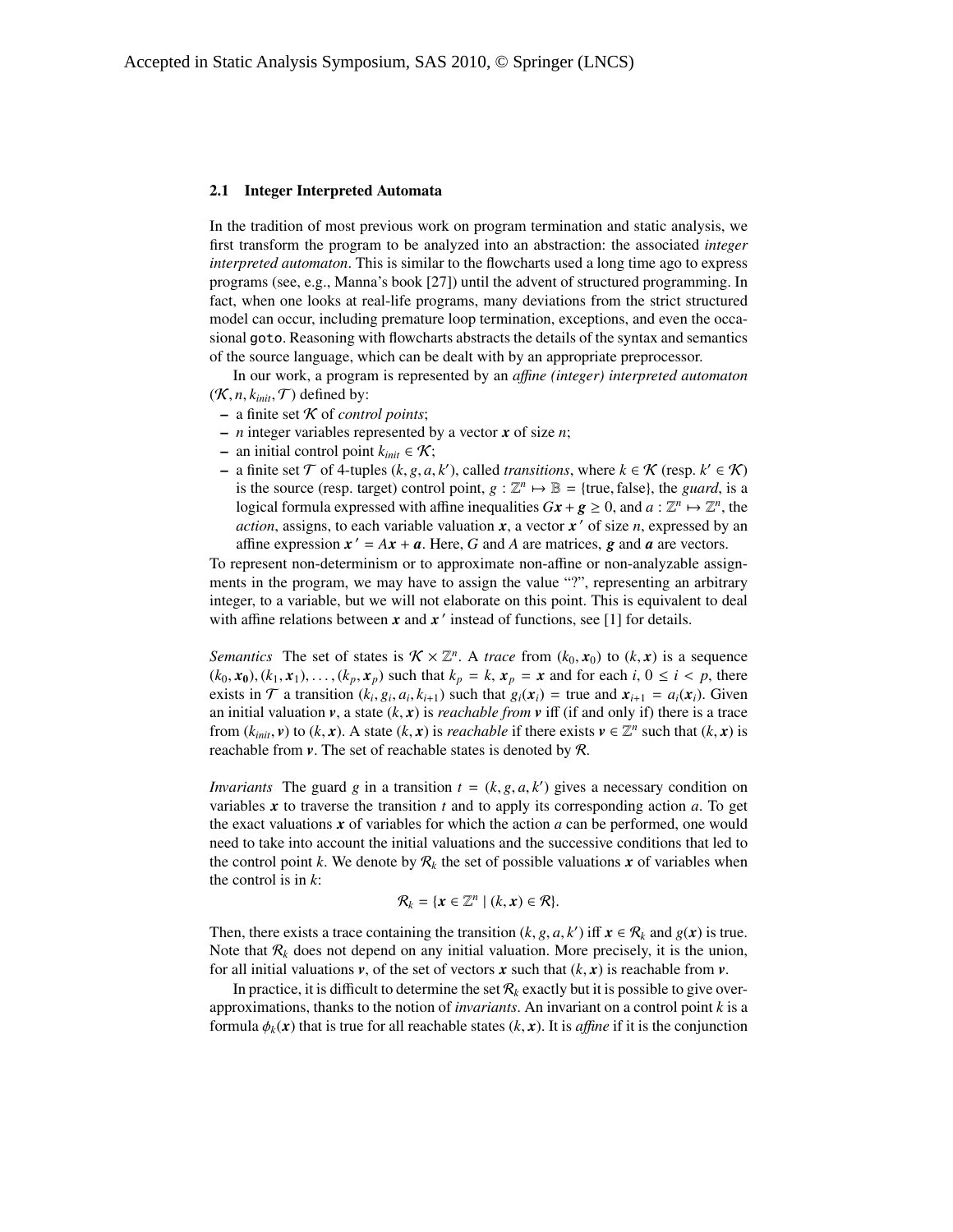### 2.1 Integer Interpreted Automata

In the tradition of most previous work on program termination and static analysis, we first transform the program to be analyzed into an abstraction: the associated *integer interpreted automaton*. This is similar to the flowcharts used a long time ago to express programs (see, e.g., Manna's book [27]) until the advent of structured programming. In fact, when one looks at real-life programs, many deviations from the strict structured model can occur, including premature loop termination, exceptions, and even the occasional `goto`. Reasoning with flowcharts abstracts the details of the syntax and semantics of the source language, which can be dealt with by an appropriate preprocessor.

In our work, a program is represented by an *affine (integer) interpreted automaton* $(\mathcal{K}, n, k_{init}, \mathcal{T})$ defined by:

- a finite set $\mathcal{K}$ of *control points*;
- $n$ integer variables represented by a vector $\boldsymbol{x}$ of size $n$;
- an initial control point $k_{init} \in \mathcal{K}$;
- a finite set $\mathcal{T}$ of 4-tuples $(k, g, a, k')$, called *transitions*, where $k \in \mathcal{K}$ (resp. $k' \in \mathcal{K}$) is the source (resp. target) control point, $g : \mathbb{Z}^n \mapsto \mathbb{B} = \{\text{true}, \text{false}\}$, the *guard*, is a logical formula expressed with affine inequalities $G\boldsymbol{x} + \boldsymbol{g} \geq 0$, and $a : \mathbb{Z}^n \mapsto \mathbb{Z}^n$, the *action*, assigns, to each variable valuation $\boldsymbol{x}$, a vector $\boldsymbol{x}'$ of size $n$, expressed by an affine expression $\boldsymbol{x}' = A\boldsymbol{x} + \boldsymbol{a}$. Here, $G$ and $A$ are matrices, $\boldsymbol{g}$ and $\boldsymbol{a}$ are vectors.

To represent non-determinism or to approximate non-affine or non-analyzable assignments in the program, we may have to assign the value "?", representing an arbitrary integer, to a variable, but we will not elaborate on this point. This is equivalent to deal with affine relations between $\boldsymbol{x}$ and $\boldsymbol{x}'$ instead of functions, see [1] for details.

*Semantics* The set of states is $\mathcal{K} \times \mathbb{Z}^n$. A *trace* from $(k_0, \boldsymbol{x}_0)$ to $(k, \boldsymbol{x})$ is a sequence $(k_0, \boldsymbol{x_0}), (k_1, \boldsymbol{x}_1), \ldots, (k_p, \boldsymbol{x}_p)$ such that $k_p = k$, $\boldsymbol{x}_p = \boldsymbol{x}$ and for each $i$, $0 \leq i < p$, there exists in $\mathcal{T}$ a transition $(k_i, g_i, a_i, k_{i+1})$ such that $g_i(\boldsymbol{x}_i) = \text{true}$ and $\boldsymbol{x}_{i+1} = a_i(\boldsymbol{x}_i)$. Given an initial valuation $\boldsymbol{v}$, a state $(k, \boldsymbol{x})$ is *reachable from* $\boldsymbol{v}$ iff (if and only if) there is a trace from $(k_{init}, \boldsymbol{v})$ to $(k, \boldsymbol{x})$. A state $(k, \boldsymbol{x})$ is *reachable* if there exists $\boldsymbol{v} \in \mathbb{Z}^n$ such that $(k, \boldsymbol{x})$ is reachable from $\boldsymbol{v}$. The set of reachable states is denoted by $\mathcal{R}$.

*Invariants* The guard $g$ in a transition $t = (k, g, a, k')$ gives a necessary condition on variables $\boldsymbol{x}$ to traverse the transition $t$ and to apply its corresponding action $a$. To get the exact valuations $\boldsymbol{x}$ of variables for which the action $a$ can be performed, one would need to take into account the initial valuations and the successive conditions that led to the control point $k$. We denote by $\mathcal{R}_k$ the set of possible valuations $\boldsymbol{x}$ of variables when the control is in $k$:

$$\mathcal{R}_k = \{\boldsymbol{x} \in \mathbb{Z}^n \mid (k, \boldsymbol{x}) \in \mathcal{R}\}.$$

Then, there exists a trace containing the transition $(k, g, a, k')$ iff $\boldsymbol{x} \in \mathcal{R}_k$ and $g(\boldsymbol{x})$ is true. Note that $\mathcal{R}_k$ does not depend on any initial valuation. More precisely, it is the union, for all initial valuations $\boldsymbol{v}$, of the set of vectors $\boldsymbol{x}$ such that $(k, \boldsymbol{x})$ is reachable from $\boldsymbol{v}$.

In practice, it is difficult to determine the set $\mathcal{R}_k$ exactly but it is possible to give over-approximations, thanks to the notion of *invariants*. An invariant on a control point $k$ is a formula $\phi_k(\boldsymbol{x})$ that is true for all reachable states $(k, \boldsymbol{x})$. It is *affine* if it is the conjunction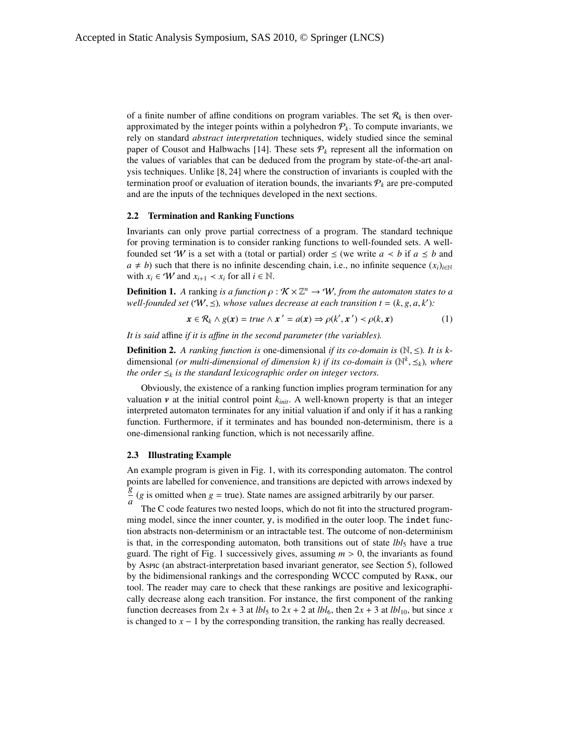of a finite number of affine conditions on program variables. The set $\mathcal{R}_k$ is then over-approximated by the integer points within a polyhedron $\mathcal{P}_k$. To compute invariants, we rely on standard *abstract interpretation* techniques, widely studied since the seminal paper of Cousot and Halbwachs [14]. These sets $\mathcal{P}_k$ represent all the information on the values of variables that can be deduced from the program by state-of-the-art analysis techniques. Unlike [8, 24] where the construction of invariants is coupled with the termination proof or evaluation of iteration bounds, the invariants $\mathcal{P}_k$ are pre-computed and are the inputs of the techniques developed in the next sections.

### 2.2 Termination and Ranking Functions

Invariants can only prove partial correctness of a program. The standard technique for proving termination is to consider ranking functions to well-founded sets. A well-founded set $\mathcal{W}$ is a set with a (total or partial) order $\preceq$ (we write $a \prec b$ if $a \preceq b$ and $a \neq b$) such that there is no infinite descending chain, i.e., no infinite sequence $(x_i)_{i \in \mathbb{N}}$ with $x_i \in \mathcal{W}$ and $x_{i+1} \prec x_i$ for all $i \in \mathbb{N}$.

**Definition 1.** *A* ranking *is a function $\rho : \mathcal{K} \times \mathbb{Z}^n \to \mathcal{W}$, from the automaton states to a well-founded set $(\mathcal{W}, \preceq)$, whose values decrease at each transition $t = (k, g, a, k')$:*

$$\boldsymbol{x} \in \mathcal{R}_k \wedge g(\boldsymbol{x}) = \mathit{true} \wedge \boldsymbol{x}' = a(\boldsymbol{x}) \Rightarrow \rho(k', \boldsymbol{x}') \prec \rho(k, \boldsymbol{x}) \tag{1}$$

*It is said* affine *if it is affine in the second parameter (the variables).*

**Definition 2.** *A ranking function is* one-dimensional *if its co-domain is $(\mathbb{N}, \leq)$. It is $k$-*dimensional *(or multi-dimensional of dimension $k$) if its co-domain is $(\mathbb{N}^k, \preceq_k)$, where the order $\preceq_k$ is the standard lexicographic order on integer vectors.*

Obviously, the existence of a ranking function implies program termination for any valuation $\boldsymbol{v}$ at the initial control point $k_{init}$. A well-known property is that an integer interpreted automaton terminates for any initial valuation if and only if it has a ranking function. Furthermore, if it terminates and has bounded non-determinism, there is a one-dimensional ranking function, which is not necessarily affine.

### 2.3 Illustrating Example

An example program is given in Fig. 1, with its corresponding automaton. The control points are labelled for convenience, and transitions are depicted with arrows indexed by $\frac{g}{a}$ ($g$ is omitted when $g$ = true). State names are assigned arbitrarily by our parser.

The C code features two nested loops, which do not fit into the structured programming model, since the inner counter, `y`, is modified in the outer loop. The `indet` function abstracts non-determinism or an intractable test. The outcome of non-determinism is that, in the corresponding automaton, both transitions out of state $lbl_5$ have a true guard. The right of Fig. 1 successively gives, assuming $m > 0$, the invariants as found by Aspic (an abstract-interpretation based invariant generator, see Section 5), followed by the bidimensional rankings and the corresponding WCCC computed by Rank, our tool. The reader may care to check that these rankings are positive and lexicographically decrease along each transition. For instance, the first component of the ranking function decreases from $2x + 3$ at $lbl_5$ to $2x + 2$ at $lbl_6$, then $2x + 3$ at $lbl_{10}$, but since $x$ is changed to $x - 1$ by the corresponding transition, the ranking has really decreased.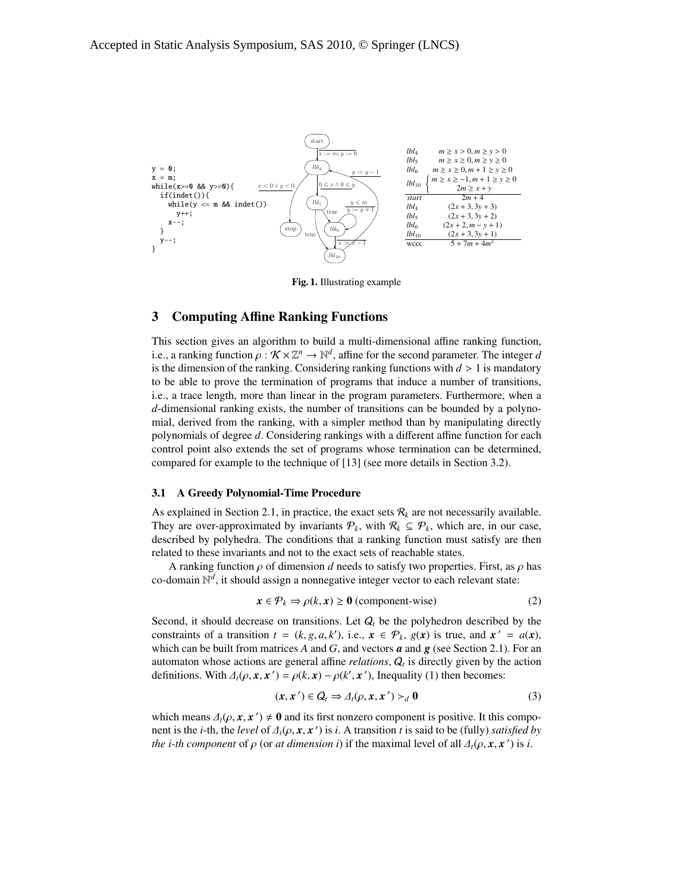Accepted in Static Analysis Symposium, SAS 2010, © Springer (LNCS)

```
y = 0;
x = m;
while(x>=0 && y>=0){
  if(indet()){
    while(y <= m && indet())
      y++;
    x--;
  }
  y--;
}
```

| | |
|---|---|
| $lbl_4$ | $m \geq x > 0, m \geq y > 0$ |
| $lbl_5$ | $m \geq x \geq 0, m \geq y \geq 0$ |
| $lbl_6$ | $m \geq x \geq 0, m+1 \geq y \geq 0$ |
| $lbl_{10}$ | $m \geq x \geq -1, m+1 \geq y \geq 0$; $2m \geq x+y$ |
| *start* | $2m+4$ |
| $lbl_4$ | $(2x+3, 3y+3)$ |
| $lbl_5$ | $(2x+3, 3y+2)$ |
| $lbl_6$ | $(2x+2, m-y+1)$ |
| $lbl_{10}$ | $(2x+3, 3y+1)$ |
| wcet | $5+7m+4m^2$ |

**Fig. 1.** Illustrating example

## 3 Computing Affine Ranking Functions

This section gives an algorithm to build a multi-dimensional affine ranking function, i.e., a ranking function $\rho : \mathcal{K} \times \mathbb{Z}^n \to \mathbb{N}^d$, affine for the second parameter. The integer $d$ is the dimension of the ranking. Considering ranking functions with $d > 1$ is mandatory to be able to prove the termination of programs that induce a number of transitions, i.e., a trace length, more than linear in the program parameters. Furthermore, when a $d$-dimensional ranking exists, the number of transitions can be bounded by a polynomial, derived from the ranking, with a simpler method than by manipulating directly polynomials of degree $d$. Considering rankings with a different affine function for each control point also extends the set of programs whose termination can be determined, compared for example to the technique of [13] (see more details in Section 3.2).

### 3.1 A Greedy Polynomial-Time Procedure

As explained in Section 2.1, in practice, the exact sets $\mathcal{R}_k$ are not necessarily available. They are over-approximated by invariants $\mathcal{P}_k$, with $\mathcal{R}_k \subseteq \mathcal{P}_k$, which are, in our case, described by polyhedra. The conditions that a ranking function must satisfy are then related to these invariants and not to the exact sets of reachable states.

A ranking function $\rho$ of dimension $d$ needs to satisfy two properties. First, as $\rho$ has co-domain $\mathbb{N}^d$, it should assign a nonnegative integer vector to each relevant state:

$$\boldsymbol{x} \in \mathcal{P}_k \Rightarrow \rho(k, \boldsymbol{x}) \geq \boldsymbol{0} \text{ (component-wise)} \tag{2}$$

Second, it should decrease on transitions. Let $Q_t$ be the polyhedron described by the constraints of a transition $t = (k, g, a, k')$, i.e., $\boldsymbol{x} \in \mathcal{P}_k$, $g(\boldsymbol{x})$ is true, and $\boldsymbol{x}' = a(\boldsymbol{x})$, which can be built from matrices $A$ and $G$, and vectors $\boldsymbol{a}$ and $\boldsymbol{g}$ (see Section 2.1). For an automaton whose actions are general affine *relations*, $Q_t$ is directly given by the action definitions. With $\Delta_t(\rho, \boldsymbol{x}, \boldsymbol{x}') = \rho(k, \boldsymbol{x}) - \rho(k', \boldsymbol{x}')$, Inequality (1) then becomes:

$$(\boldsymbol{x}, \boldsymbol{x}') \in Q_t \Rightarrow \Delta_t(\rho, \boldsymbol{x}, \boldsymbol{x}') \succ_d \boldsymbol{0} \tag{3}$$

which means $\Delta_t(\rho, \boldsymbol{x}, \boldsymbol{x}') \neq \boldsymbol{0}$ and its first nonzero component is positive. It this component is the $i$-th, the *level* of $\Delta_t(\rho, \boldsymbol{x}, \boldsymbol{x}')$ is $i$. A transition $t$ is said to be (fully) *satisfied by the i-th component* of $\rho$ (or *at dimension i*) if the maximal level of all $\Delta_t(\rho, \boldsymbol{x}, \boldsymbol{x}')$ is $i$.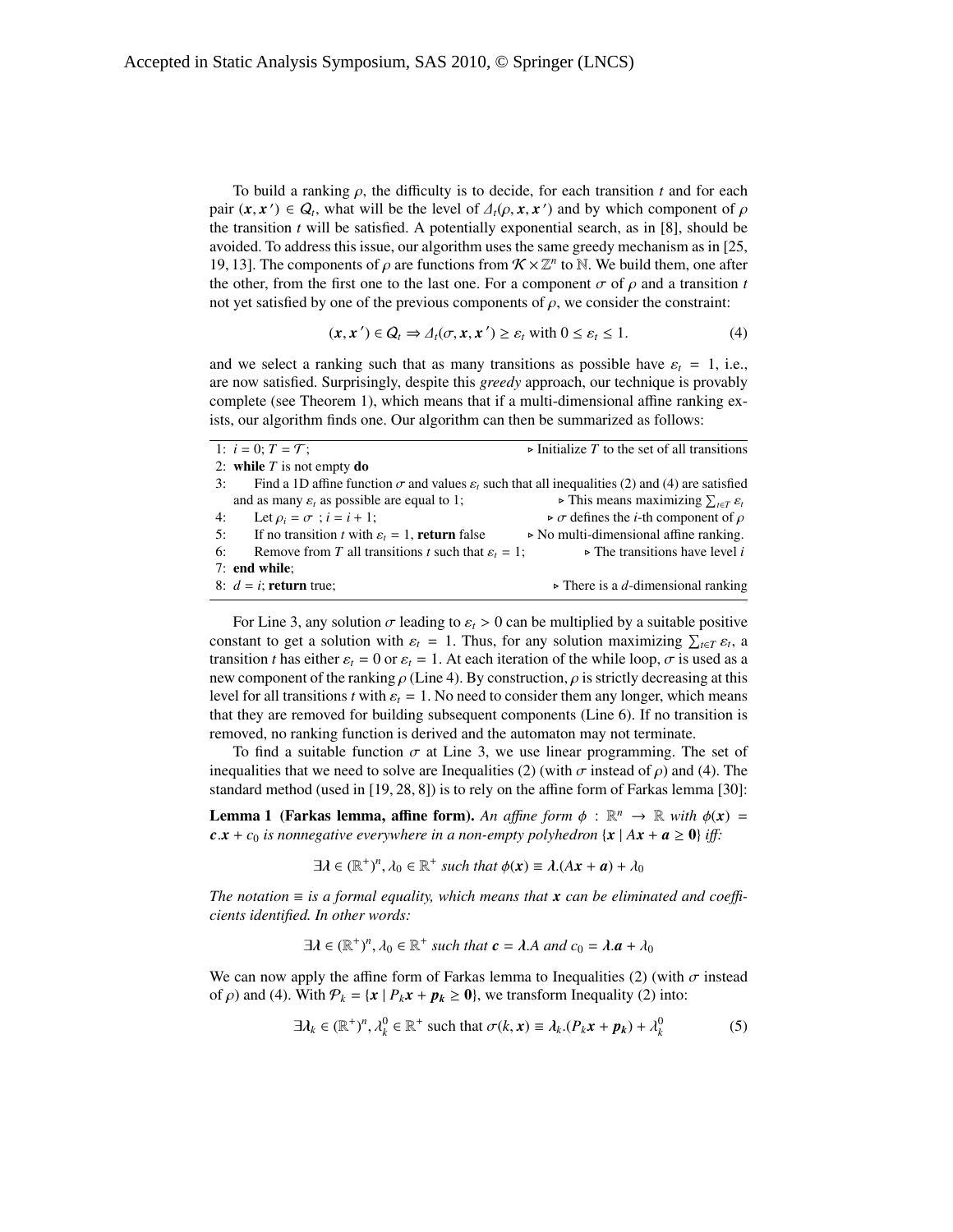To build a ranking $\rho$, the difficulty is to decide, for each transition $t$ and for each pair $(\boldsymbol{x}, \boldsymbol{x}') \in \mathcal{Q}_t$, what will be the level of $\Delta_t(\rho, \boldsymbol{x}, \boldsymbol{x}')$ and by which component of $\rho$ the transition $t$ will be satisfied. A potentially exponential search, as in [8], should be avoided. To address this issue, our algorithm uses the same greedy mechanism as in [25, 19, 13]. The components of $\rho$ are functions from $\mathcal{K} \times \mathbb{Z}^n$ to $\mathbb{N}$. We build them, one after the other, from the first one to the last one. For a component $\sigma$ of $\rho$ and a transition $t$ not yet satisfied by one of the previous components of $\rho$, we consider the constraint:

$$(\boldsymbol{x}, \boldsymbol{x}') \in \mathcal{Q}_t \Rightarrow \Delta_t(\sigma, \boldsymbol{x}, \boldsymbol{x}') \geq \varepsilon_t \text{ with } 0 \leq \varepsilon_t \leq 1. \tag{4}$$

and we select a ranking such that as many transitions as possible have $\varepsilon_t = 1$, i.e., are now satisfied. Surprisingly, despite this *greedy* approach, our technique is provably complete (see Theorem 1), which means that if a multi-dimensional affine ranking exists, our algorithm finds one. Our algorithm can then be summarized as follows:

```
1: i = 0; T = 𝒯;                                          ▷ Initialize T to the set of all transitions
2: while T is not empty do
3:     Find a 1D affine function σ and values ε_t such that all inequalities (2) and (4) are satisfied
       and as many ε_t as possible are equal to 1;                  ▷ This means maximizing Σ_{t∈T} ε_t
4:     Let ρ_i = σ ; i = i + 1;                                      ▷ σ defines the i-th component of ρ
5:     If no transition t with ε_t = 1, return false         ▷ No multi-dimensional affine ranking.
6:     Remove from T all transitions t such that ε_t = 1;               ▷ The transitions have level i
7: end while;
8: d = i; return true;                                             ▷ There is a d-dimensional ranking
```

For Line 3, any solution $\sigma$ leading to $\varepsilon_t > 0$ can be multiplied by a suitable positive constant to get a solution with $\varepsilon_t = 1$. Thus, for any solution maximizing $\sum_{t \in T} \varepsilon_t$, a transition $t$ has either $\varepsilon_t = 0$ or $\varepsilon_t = 1$. At each iteration of the while loop, $\sigma$ is used as a new component of the ranking $\rho$ (Line 4). By construction, $\rho$ is strictly decreasing at this level for all transitions $t$ with $\varepsilon_t = 1$. No need to consider them any longer, which means that they are removed for building subsequent components (Line 6). If no transition is removed, no ranking function is derived and the automaton may not terminate.

To find a suitable function $\sigma$ at Line 3, we use linear programming. The set of inequalities that we need to solve are Inequalities (2) (with $\sigma$ instead of $\rho$) and (4). The standard method (used in [19, 28, 8]) is to rely on the affine form of Farkas lemma [30]:

**Lemma 1 (Farkas lemma, affine form).** *An affine form $\phi : \mathbb{R}^n \to \mathbb{R}$ with $\phi(\boldsymbol{x}) = \boldsymbol{c}.\boldsymbol{x} + c_0$ is nonnegative everywhere in a non-empty polyhedron $\{\boldsymbol{x} \mid A\boldsymbol{x} + \boldsymbol{a} \geq \boldsymbol{0}\}$ iff:*

$$\exists \boldsymbol{\lambda} \in (\mathbb{R}^+)^n, \lambda_0 \in \mathbb{R}^+ \text{ such that } \phi(\boldsymbol{x}) \equiv \boldsymbol{\lambda}.(A\boldsymbol{x} + \boldsymbol{a}) + \lambda_0$$

*The notation $\equiv$ is a formal equality, which means that $\boldsymbol{x}$ can be eliminated and coefficients identified. In other words:*

$$\exists \boldsymbol{\lambda} \in (\mathbb{R}^+)^n, \lambda_0 \in \mathbb{R}^+ \text{ such that } \boldsymbol{c} = \boldsymbol{\lambda}.A \text{ and } c_0 = \boldsymbol{\lambda}.\boldsymbol{a} + \lambda_0$$

We can now apply the affine form of Farkas lemma to Inequalities (2) (with $\sigma$ instead of $\rho$) and (4). With $\mathcal{P}_k = \{\boldsymbol{x} \mid P_k\boldsymbol{x} + \boldsymbol{p_k} \geq \boldsymbol{0}\}$, we transform Inequality (2) into:

$$\exists \boldsymbol{\lambda}_k \in (\mathbb{R}^+)^n, \lambda_k^0 \in \mathbb{R}^+ \text{ such that } \sigma(k, \boldsymbol{x}) \equiv \boldsymbol{\lambda}_k.(P_k\boldsymbol{x} + \boldsymbol{p_k}) + \lambda_k^0 \tag{5}$$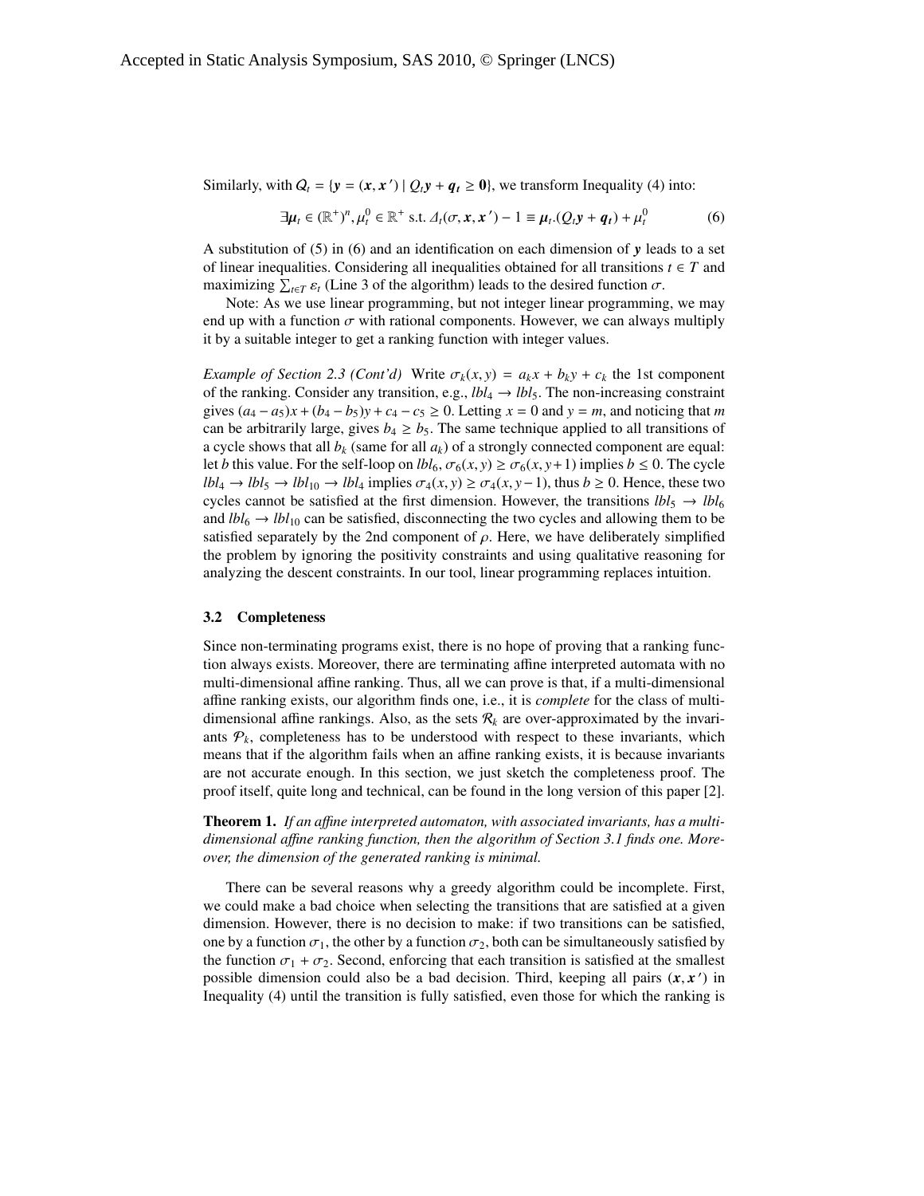Similarly, with $Q_t = \{\boldsymbol{y} = (\boldsymbol{x}, \boldsymbol{x}') \mid Q_t \boldsymbol{y} + \boldsymbol{q_t} \geq \boldsymbol{0}\}$, we transform Inequality (4) into:

$$\exists \boldsymbol{\mu}_t \in (\mathbb{R}^+)^n, \mu_t^0 \in \mathbb{R}^+ \text{ s.t. } \Delta_t(\sigma, \boldsymbol{x}, \boldsymbol{x}') - 1 \equiv \boldsymbol{\mu}_t.(Q_t \boldsymbol{y} + \boldsymbol{q_t}) + \mu_t^0 \tag{6}$$

A substitution of (5) in (6) and an identification on each dimension of $\boldsymbol{y}$ leads to a set of linear inequalities. Considering all inequalities obtained for all transitions $t \in T$ and maximizing $\sum_{t \in T} \varepsilon_t$ (Line 3 of the algorithm) leads to the desired function $\sigma$.

Note: As we use linear programming, but not integer linear programming, we may end up with a function $\sigma$ with rational components. However, we can always multiply it by a suitable integer to get a ranking function with integer values.

*Example of Section 2.3 (Cont'd)* Write $\sigma_k(x, y) = a_k x + b_k y + c_k$ the 1st component of the ranking. Consider any transition, e.g., $lbl_4 \rightarrow lbl_5$. The non-increasing constraint gives $(a_4 - a_5)x + (b_4 - b_5)y + c_4 - c_5 \geq 0$. Letting $x = 0$ and $y = m$, and noticing that $m$ can be arbitrarily large, gives $b_4 \geq b_5$. The same technique applied to all transitions of a cycle shows that all $b_k$ (same for all $a_k$) of a strongly connected component are equal: let $b$ this value. For the self-loop on $lbl_6$, $\sigma_6(x, y) \geq \sigma_6(x, y+1)$ implies $b \leq 0$. The cycle $lbl_4 \rightarrow lbl_5 \rightarrow lbl_{10} \rightarrow lbl_4$ implies $\sigma_4(x, y) \geq \sigma_4(x, y-1)$, thus $b \geq 0$. Hence, these two cycles cannot be satisfied at the first dimension. However, the transitions $lbl_5 \rightarrow lbl_6$ and $lbl_6 \rightarrow lbl_{10}$ can be satisfied, disconnecting the two cycles and allowing them to be satisfied separately by the 2nd component of $\rho$. Here, we have deliberately simplified the problem by ignoring the positivity constraints and using qualitative reasoning for analyzing the descent constraints. In our tool, linear programming replaces intuition.

### 3.2 Completeness

Since non-terminating programs exist, there is no hope of proving that a ranking function always exists. Moreover, there are terminating affine interpreted automata with no multi-dimensional affine ranking. Thus, all we can prove is that, if a multi-dimensional affine ranking exists, our algorithm finds one, i.e., it is *complete* for the class of multi-dimensional affine rankings. Also, as the sets $\mathcal{R}_k$ are over-approximated by the invariants $\mathcal{P}_k$, completeness has to be understood with respect to these invariants, which means that if the algorithm fails when an affine ranking exists, it is because invariants are not accurate enough. In this section, we just sketch the completeness proof. The proof itself, quite long and technical, can be found in the long version of this paper [2].

**Theorem 1.** *If an affine interpreted automaton, with associated invariants, has a multi-dimensional affine ranking function, then the algorithm of Section 3.1 finds one. Moreover, the dimension of the generated ranking is minimal.*

There can be several reasons why a greedy algorithm could be incomplete. First, we could make a bad choice when selecting the transitions that are satisfied at a given dimension. However, there is no decision to make: if two transitions can be satisfied, one by a function $\sigma_1$, the other by a function $\sigma_2$, both can be simultaneously satisfied by the function $\sigma_1 + \sigma_2$. Second, enforcing that each transition is satisfied at the smallest possible dimension could also be a bad decision. Third, keeping all pairs $(\boldsymbol{x}, \boldsymbol{x}')$ in Inequality (4) until the transition is fully satisfied, even those for which the ranking is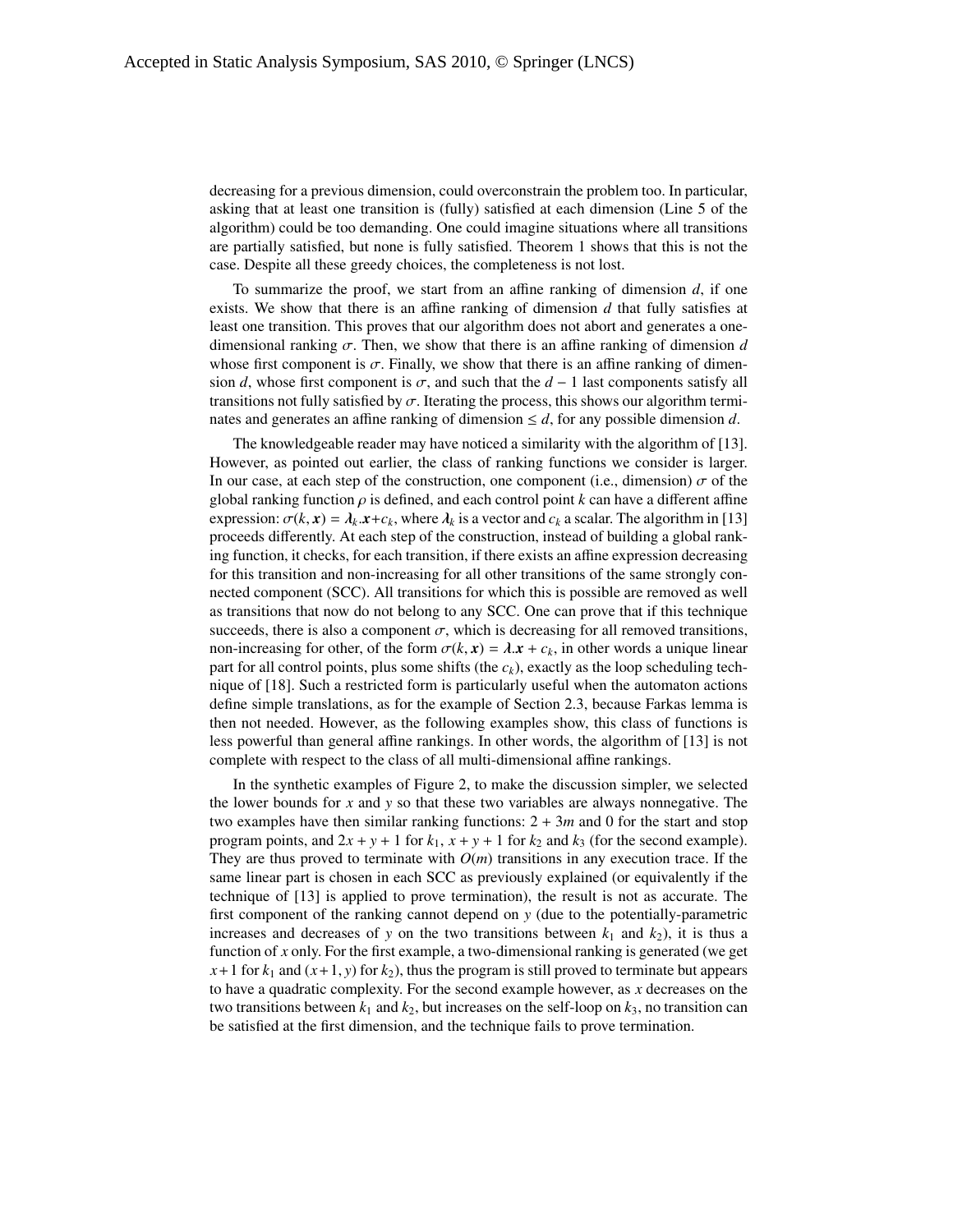decreasing for a previous dimension, could overconstrain the problem too. In particular, asking that at least one transition is (fully) satisfied at each dimension (Line 5 of the algorithm) could be too demanding. One could imagine situations where all transitions are partially satisfied, but none is fully satisfied. Theorem 1 shows that this is not the case. Despite all these greedy choices, the completeness is not lost.

To summarize the proof, we start from an affine ranking of dimension $d$, if one exists. We show that there is an affine ranking of dimension $d$ that fully satisfies at least one transition. This proves that our algorithm does not abort and generates a one-dimensional ranking $\sigma$. Then, we show that there is an affine ranking of dimension $d$ whose first component is $\sigma$. Finally, we show that there is an affine ranking of dimension $d$, whose first component is $\sigma$, and such that the $d-1$ last components satisfy all transitions not fully satisfied by $\sigma$. Iterating the process, this shows our algorithm terminates and generates an affine ranking of dimension $\leq d$, for any possible dimension $d$.

The knowledgeable reader may have noticed a similarity with the algorithm of [13]. However, as pointed out earlier, the class of ranking functions we consider is larger. In our case, at each step of the construction, one component (i.e., dimension) $\sigma$ of the global ranking function $\rho$ is defined, and each control point $k$ can have a different affine expression: $\sigma(k, \boldsymbol{x}) = \boldsymbol{\lambda}_k.\boldsymbol{x}+c_k$, where $\boldsymbol{\lambda}_k$ is a vector and $c_k$ a scalar. The algorithm in [13] proceeds differently. At each step of the construction, instead of building a global ranking function, it checks, for each transition, if there exists an affine expression decreasing for this transition and non-increasing for all other transitions of the same strongly connected component (SCC). All transitions for which this is possible are removed as well as transitions that now do not belong to any SCC. One can prove that if this technique succeeds, there is also a component $\sigma$, which is decreasing for all removed transitions, non-increasing for other, of the form $\sigma(k, \boldsymbol{x}) = \boldsymbol{\lambda}.\boldsymbol{x} + c_k$, in other words a unique linear part for all control points, plus some shifts (the $c_k$), exactly as the loop scheduling technique of [18]. Such a restricted form is particularly useful when the automaton actions define simple translations, as for the example of Section 2.3, because Farkas lemma is then not needed. However, as the following examples show, this class of functions is less powerful than general affine rankings. In other words, the algorithm of [13] is not complete with respect to the class of all multi-dimensional affine rankings.

In the synthetic examples of Figure 2, to make the discussion simpler, we selected the lower bounds for $x$ and $y$ so that these two variables are always nonnegative. The two examples have then similar ranking functions: $2 + 3m$ and 0 for the start and stop program points, and $2x + y + 1$ for $k_1$, $x + y + 1$ for $k_2$ and $k_3$ (for the second example). They are thus proved to terminate with $O(m)$ transitions in any execution trace. If the same linear part is chosen in each SCC as previously explained (or equivalently if the technique of [13] is applied to prove termination), the result is not as accurate. The first component of the ranking cannot depend on $y$ (due to the potentially-parametric increases and decreases of $y$ on the two transitions between $k_1$ and $k_2$), it is thus a function of $x$ only. For the first example, a two-dimensional ranking is generated (we get $x+1$ for $k_1$ and $(x+1, y)$ for $k_2$), thus the program is still proved to terminate but appears to have a quadratic complexity. For the second example however, as $x$ decreases on the two transitions between $k_1$ and $k_2$, but increases on the self-loop on $k_3$, no transition can be satisfied at the first dimension, and the technique fails to prove termination.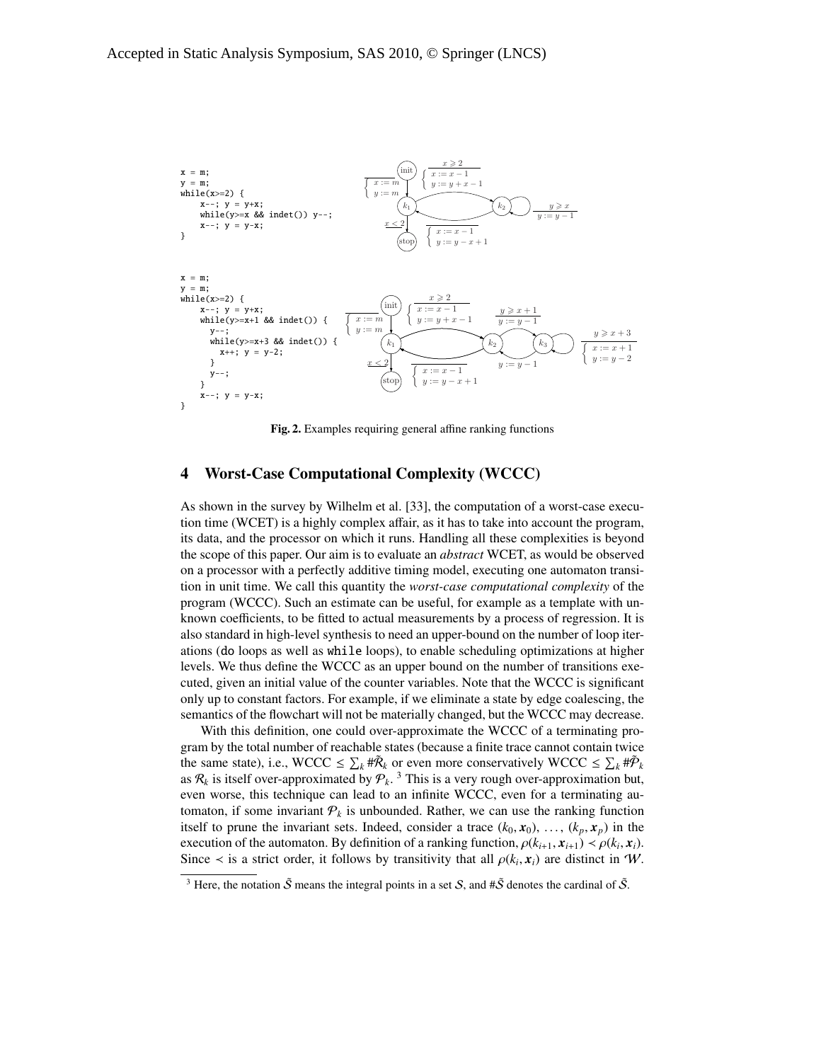```
x = m;
y = m;
while(x>=2) {
    x--; y = y+x;
    while(y>=x && indet()) y--;
    x--; y = y-x;
}
```

init

$\begin{cases} x := m \\ y := m \end{cases}$

$x \geqslant 2$

$\begin{cases} x := x - 1 \\ y := y + x - 1 \end{cases}$

$k_1$

$k_2$

$y \geqslant x$

$y := y - 1$

$x < 2$

$\begin{cases} x := x - 1 \\ y := y - x + 1 \end{cases}$

stop

```
x = m;
y = m;
while(x>=2) {
    x--; y = y+x;
    while(y>=x+1 && indet()) {
      y--;
      while(y>=x+3 && indet()) {
        x++; y = y-2;
      }
      y--;
    }
    x--; y = y-x;
}
```

init

$\begin{cases} x := m \\ y := m \end{cases}$

$x \geqslant 2$

$\begin{cases} x := x - 1 \\ y := y + x - 1 \end{cases}$

$y \geqslant x + 1$

$y := y - 1$

$k_1$

$k_2$

$k_3$

$y \geqslant x + 3$

$\begin{cases} x := x + 1 \\ y := y - 2 \end{cases}$

$x < 2$

$y := y - 1$

$\begin{cases} x := x - 1 \\ y := y - x + 1 \end{cases}$

stop

**Fig. 2.** Examples requiring general affine ranking functions

## 4 Worst-Case Computational Complexity (WCCC)

As shown in the survey by Wilhelm et al. [33], the computation of a worst-case execution time (WCET) is a highly complex affair, as it has to take into account the program, its data, and the processor on which it runs. Handling all these complexities is beyond the scope of this paper. Our aim is to evaluate an *abstract* WCET, as would be observed on a processor with a perfectly additive timing model, executing one automaton transition in unit time. We call this quantity the *worst-case computational complexity* of the program (WCCC). Such an estimate can be useful, for example as a template with unknown coefficients, to be fitted to actual measurements by a process of regression. It is also standard in high-level synthesis to need an upper-bound on the number of loop iterations (do loops as well as while loops), to enable scheduling optimizations at higher levels. We thus define the WCCC as an upper bound on the number of transitions executed, given an initial value of the counter variables. Note that the WCCC is significant only up to constant factors. For example, if we eliminate a state by edge coalescing, the semantics of the flowchart will not be materially changed, but the WCCC may decrease.

With this definition, one could over-approximate the WCCC of a terminating program by the total number of reachable states (because a finite trace cannot contain twice the same state), i.e., WCCC $\leq \sum_k \#\tilde{\mathcal{R}}_k$ or even more conservatively WCCC $\leq \sum_k \#\tilde{\mathcal{P}}_k$ as $\mathcal{R}_k$ is itself over-approximated by $\mathcal{P}_k$. [3] This is a very rough over-approximation but, even worse, this technique can lead to an infinite WCCC, even for a terminating automaton, if some invariant $\mathcal{P}_k$ is unbounded. Rather, we can use the ranking function itself to prune the invariant sets. Indeed, consider a trace $(k_0, \boldsymbol{x}_0), \ldots, (k_p, \boldsymbol{x}_p)$ in the execution of the automaton. By definition of a ranking function, $\rho(k_{i+1}, \boldsymbol{x}_{i+1}) \prec \rho(k_i, \boldsymbol{x}_i)$. Since $\prec$ is a strict order, it follows by transitivity that all $\rho(k_i, \boldsymbol{x}_i)$ are distinct in $\mathcal{W}$.

[3] Here, the notation $\tilde{\mathcal{S}}$ means the integral points in a set $\mathcal{S}$, and $\#\tilde{\mathcal{S}}$ denotes the cardinal of $\tilde{\mathcal{S}}$.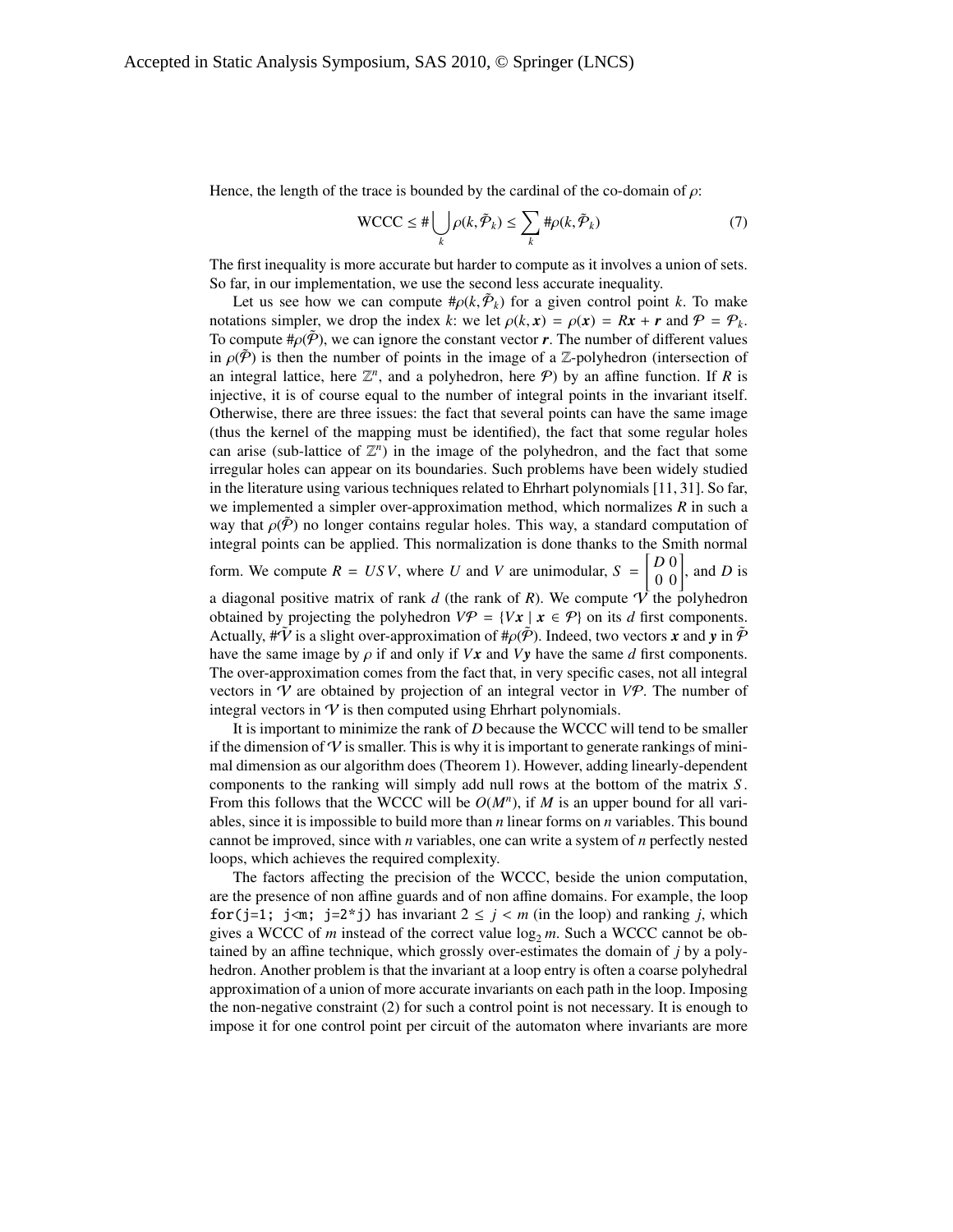Hence, the length of the trace is bounded by the cardinal of the co-domain of $\rho$:

$$\text{WCCC} \leq \#\bigcup_k \rho(k, \tilde{\mathcal{P}}_k) \leq \sum_k \#\rho(k, \tilde{\mathcal{P}}_k) \tag{7}$$

The first inequality is more accurate but harder to compute as it involves a union of sets. So far, in our implementation, we use the second less accurate inequality.

Let us see how we can compute $\#\rho(k, \tilde{\mathcal{P}}_k)$ for a given control point $k$. To make notations simpler, we drop the index $k$: we let $\rho(k, \boldsymbol{x}) = \rho(\boldsymbol{x}) = R\boldsymbol{x} + \boldsymbol{r}$ and $\mathcal{P} = \mathcal{P}_k$. To compute $\#\rho(\tilde{\mathcal{P}})$, we can ignore the constant vector $\boldsymbol{r}$. The number of different values in $\rho(\tilde{\mathcal{P}})$ is then the number of points in the image of a $\mathbb{Z}$-polyhedron (intersection of an integral lattice, here $\mathbb{Z}^n$, and a polyhedron, here $\mathcal{P}$) by an affine function. If $R$ is injective, it is of course equal to the number of integral points in the invariant itself. Otherwise, there are three issues: the fact that several points can have the same image (thus the kernel of the mapping must be identified), the fact that some regular holes can arise (sub-lattice of $\mathbb{Z}^n$) in the image of the polyhedron, and the fact that some irregular holes can appear on its boundaries. Such problems have been widely studied in the literature using various techniques related to Ehrhart polynomials [11, 31]. So far, we implemented a simpler over-approximation method, which normalizes $R$ in such a way that $\rho(\tilde{\mathcal{P}})$ no longer contains regular holes. This way, a standard computation of integral points can be applied. This normalization is done thanks to the Smith normal form. We compute $R = USV$, where $U$ and $V$ are unimodular, $S = \begin{bmatrix} D & 0 \\ 0 & 0 \end{bmatrix}$, and $D$ is a diagonal positive matrix of rank $d$ (the rank of $R$). We compute $\mathcal{V}$ the polyhedron obtained by projecting the polyhedron $V\mathcal{P} = \{V\boldsymbol{x} \mid \boldsymbol{x} \in \mathcal{P}\}$ on its $d$ first components. Actually, $\#\tilde{\mathcal{V}}$ is a slight over-approximation of $\#\rho(\tilde{\mathcal{P}})$. Indeed, two vectors $\boldsymbol{x}$ and $\boldsymbol{y}$ in $\tilde{\mathcal{P}}$ have the same image by $\rho$ if and only if $V\boldsymbol{x}$ and $V\boldsymbol{y}$ have the same $d$ first components. The over-approximation comes from the fact that, in very specific cases, not all integral vectors in $\mathcal{V}$ are obtained by projection of an integral vector in $V\mathcal{P}$. The number of integral vectors in $\mathcal{V}$ is then computed using Ehrhart polynomials.

It is important to minimize the rank of $D$ because the WCCC will tend to be smaller if the dimension of $\mathcal{V}$ is smaller. This is why it is important to generate rankings of minimal dimension as our algorithm does (Theorem 1). However, adding linearly-dependent components to the ranking will simply add null rows at the bottom of the matrix $S$. From this follows that the WCCC will be $O(M^n)$, if $M$ is an upper bound for all variables, since it is impossible to build more than $n$ linear forms on $n$ variables. This bound cannot be improved, since with $n$ variables, one can write a system of $n$ perfectly nested loops, which achieves the required complexity.

The factors affecting the precision of the WCCC, beside the union computation, are the presence of non affine guards and of non affine domains. For example, the loop `for(j=1; j<m; j=2*j)` has invariant $2 \leq j < m$ (in the loop) and ranking $j$, which gives a WCCC of $m$ instead of the correct value $\log_2 m$. Such a WCCC cannot be obtained by an affine technique, which grossly over-estimates the domain of $j$ by a polyhedron. Another problem is that the invariant at a loop entry is often a coarse polyhedral approximation of a union of more accurate invariants on each path in the loop. Imposing the non-negative constraint (2) for such a control point is not necessary. It is enough to impose it for one control point per circuit of the automaton where invariants are more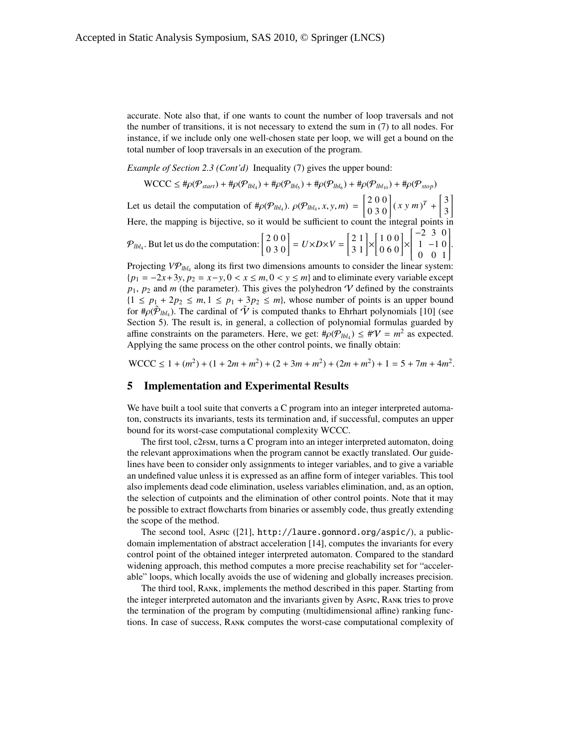accurate. Note also that, if one wants to count the number of loop traversals and not the number of transitions, it is not necessary to extend the sum in (7) to all nodes. For instance, if we include only one well-chosen state per loop, we will get a bound on the total number of loop traversals in an execution of the program.

*Example of Section 2.3 (Cont'd)* Inequality (7) gives the upper bound:

$$\text{WCCC} \leq \#\rho(\mathcal{P}_{start}) + \#\rho(\mathcal{P}_{lbl_4}) + \#\rho(\mathcal{P}_{lbl_5}) + \#\rho(\mathcal{P}_{lbl_6}) + \#\rho(\mathcal{P}_{lbl_{10}}) + \#\rho(\mathcal{P}_{stop})$$

Let us detail the computation of $\#\rho(\mathcal{P}_{lbl_4})$. $\rho(\mathcal{P}_{lbl_4}, x, y, m) = \begin{bmatrix} 2 & 0 & 0 \\ 0 & 3 & 0 \end{bmatrix} (x\ y\ m)^T + \begin{bmatrix} 3 \\ 3 \end{bmatrix}$ Here, the mapping is bijective, so it would be sufficient to count the integral points in $\mathcal{P}_{lbl_4}$. But let us do the computation: $\begin{bmatrix} 2 & 0 & 0 \\ 0 & 3 & 0 \end{bmatrix} = U \times D \times V = \begin{bmatrix} 2 & 1 \\ 3 & 1 \end{bmatrix} \times \begin{bmatrix} 1 & 0 & 0 \\ 0 & 6 & 0 \end{bmatrix} \times \begin{bmatrix} -2 & 3 & 0 \\ 1 & -1 & 0 \\ 0 & 0 & 1 \end{bmatrix}$.

Projecting $V\mathcal{P}_{lbl_4}$ along its first two dimensions amounts to consider the linear system: $\{p_1 = -2x+3y, p_2 = x-y, 0 < x \leq m, 0 < y \leq m\}$ and to eliminate every variable except $p_1$, $p_2$ and $m$ (the parameter). This gives the polyhedron $\mathcal{V}$ defined by the constraints $\{1 \leq p_1 + 2p_2 \leq m, 1 \leq p_1 + 3p_2 \leq m\}$, whose number of points is an upper bound for $\#\rho(\tilde{\mathcal{P}}_{lbl_4})$. The cardinal of $\tilde{\mathcal{V}}$ is computed thanks to Ehrhart polynomials [10] (see Section 5). The result is, in general, a collection of polynomial formulas guarded by affine constraints on the parameters. Here, we get: $\#\rho(\mathcal{P}_{lbl_4}) \leq \#\mathcal{V} = m^2$ as expected. Applying the same process on the other control points, we finally obtain:

$$\text{WCCC} \leq 1 + (m^2) + (1 + 2m + m^2) + (2 + 3m + m^2) + (2m + m^2) + 1 = 5 + 7m + 4m^2.$$

## 5 Implementation and Experimental Results

We have built a tool suite that converts a C program into an integer interpreted automaton, constructs its invariants, tests its termination and, if successful, computes an upper bound for its worst-case computational complexity WCCC.

The first tool, c2fsm, turns a C program into an integer interpreted automaton, doing the relevant approximations when the program cannot be exactly translated. Our guidelines have been to consider only assignments to integer variables, and to give a variable an undefined value unless it is expressed as an affine form of integer variables. This tool also implements dead code elimination, useless variables elimination, and, as an option, the selection of cutpoints and the elimination of other control points. Note that it may be possible to extract flowcharts from binaries or assembly code, thus greatly extending the scope of the method.

The second tool, Aspic ([21], http://laure.gonnord.org/aspic/), a public-domain implementation of abstract acceleration [14], computes the invariants for every control point of the obtained integer interpreted automaton. Compared to the standard widening approach, this method computes a more precise reachability set for "accelerable" loops, which locally avoids the use of widening and globally increases precision.

The third tool, Rank, implements the method described in this paper. Starting from the integer interpreted automaton and the invariants given by Aspic, Rank tries to prove the termination of the program by computing (multidimensional affine) ranking functions. In case of success, Rank computes the worst-case computational complexity of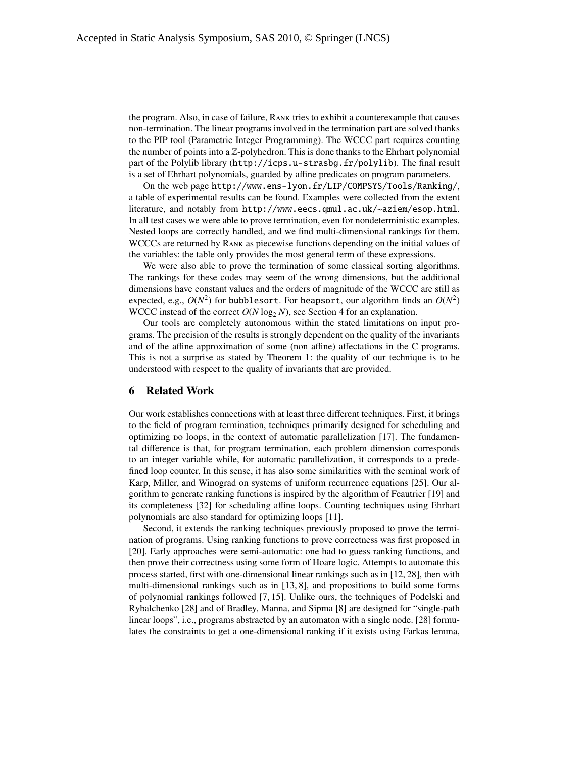the program. Also, in case of failure, Rank tries to exhibit a counterexample that causes non-termination. The linear programs involved in the termination part are solved thanks to the PIP tool (Parametric Integer Programming). The WCCC part requires counting the number of points into a $\mathbb{Z}$-polyhedron. This is done thanks to the Ehrhart polynomial part of the Polylib library (http://icps.u-strasbg.fr/polylib). The final result is a set of Ehrhart polynomials, guarded by affine predicates on program parameters.

On the web page http://www.ens-lyon.fr/LIP/COMPSYS/Tools/Ranking/, a table of experimental results can be found. Examples were collected from the extent literature, and notably from http://www.eecs.qmul.ac.uk/~aziem/esop.html. In all test cases we were able to prove termination, even for nondeterministic examples. Nested loops are correctly handled, and we find multi-dimensional rankings for them. WCCCs are returned by Rank as piecewise functions depending on the initial values of the variables: the table only provides the most general term of these expressions.

We were also able to prove the termination of some classical sorting algorithms. The rankings for these codes may seem of the wrong dimensions, but the additional dimensions have constant values and the orders of magnitude of the WCCC are still as expected, e.g., $O(N^2)$ for `bubblesort`. For `heapsort`, our algorithm finds an $O(N^2)$ WCCC instead of the correct $O(N \log_2 N)$, see Section 4 for an explanation.

Our tools are completely autonomous within the stated limitations on input programs. The precision of the results is strongly dependent on the quality of the invariants and of the affine approximation of some (non affine) affectations in the C programs. This is not a surprise as stated by Theorem 1: the quality of our technique is to be understood with respect to the quality of invariants that are provided.

## 6 Related Work

Our work establishes connections with at least three different techniques. First, it brings to the field of program termination, techniques primarily designed for scheduling and optimizing do loops, in the context of automatic parallelization [17]. The fundamental difference is that, for program termination, each problem dimension corresponds to an integer variable while, for automatic parallelization, it corresponds to a predefined loop counter. In this sense, it has also some similarities with the seminal work of Karp, Miller, and Winograd on systems of uniform recurrence equations [25]. Our algorithm to generate ranking functions is inspired by the algorithm of Feautrier [19] and its completeness [32] for scheduling affine loops. Counting techniques using Ehrhart polynomials are also standard for optimizing loops [11].

Second, it extends the ranking techniques previously proposed to prove the termination of programs. Using ranking functions to prove correctness was first proposed in [20]. Early approaches were semi-automatic: one had to guess ranking functions, and then prove their correctness using some form of Hoare logic. Attempts to automate this process started, first with one-dimensional linear rankings such as in [12, 28], then with multi-dimensional rankings such as in [13, 8], and propositions to build some forms of polynomial rankings followed [7, 15]. Unlike ours, the techniques of Podelski and Rybalchenko [28] and of Bradley, Manna, and Sipma [8] are designed for "single-path linear loops", i.e., programs abstracted by an automaton with a single node. [28] formulates the constraints to get a one-dimensional ranking if it exists using Farkas lemma,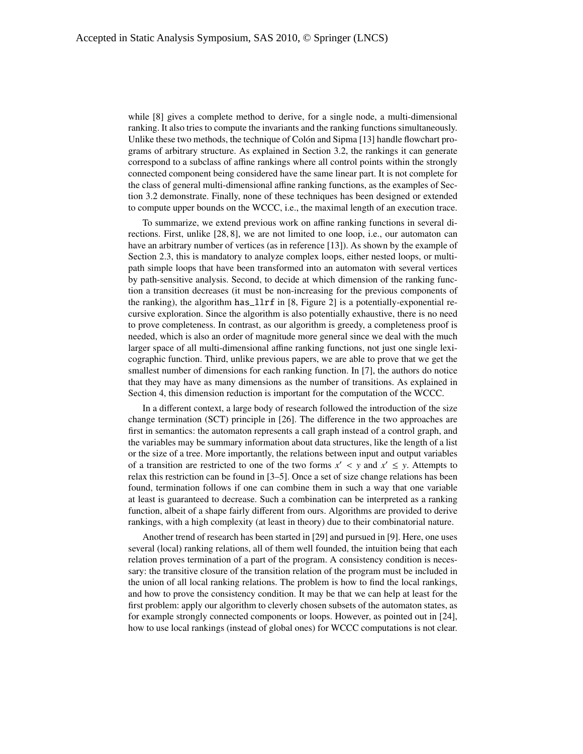while [8] gives a complete method to derive, for a single node, a multi-dimensional ranking. It also tries to compute the invariants and the ranking functions simultaneously. Unlike these two methods, the technique of Colón and Sipma [13] handle flowchart programs of arbitrary structure. As explained in Section 3.2, the rankings it can generate correspond to a subclass of affine rankings where all control points within the strongly connected component being considered have the same linear part. It is not complete for the class of general multi-dimensional affine ranking functions, as the examples of Section 3.2 demonstrate. Finally, none of these techniques has been designed or extended to compute upper bounds on the WCCC, i.e., the maximal length of an execution trace.

To summarize, we extend previous work on affine ranking functions in several directions. First, unlike [28, 8], we are not limited to one loop, i.e., our automaton can have an arbitrary number of vertices (as in reference [13]). As shown by the example of Section 2.3, this is mandatory to analyze complex loops, either nested loops, or multi-path simple loops that have been transformed into an automaton with several vertices by path-sensitive analysis. Second, to decide at which dimension of the ranking function a transition decreases (it must be non-increasing for the previous components of the ranking), the algorithm `has_llrf` in [8, Figure 2] is a potentially-exponential recursive exploration. Since the algorithm is also potentially exhaustive, there is no need to prove completeness. In contrast, as our algorithm is greedy, a completeness proof is needed, which is also an order of magnitude more general since we deal with the much larger space of all multi-dimensional affine ranking functions, not just one single lexicographic function. Third, unlike previous papers, we are able to prove that we get the smallest number of dimensions for each ranking function. In [7], the authors do notice that they may have as many dimensions as the number of transitions. As explained in Section 4, this dimension reduction is important for the computation of the WCCC.

In a different context, a large body of research followed the introduction of the size change termination (SCT) principle in [26]. The difference in the two approaches are first in semantics: the automaton represents a call graph instead of a control graph, and the variables may be summary information about data structures, like the length of a list or the size of a tree. More importantly, the relations between input and output variables of a transition are restricted to one of the two forms $x' < y$ and $x' \leq y$. Attempts to relax this restriction can be found in [3–5]. Once a set of size change relations has been found, termination follows if one can combine them in such a way that one variable at least is guaranteed to decrease. Such a combination can be interpreted as a ranking function, albeit of a shape fairly different from ours. Algorithms are provided to derive rankings, with a high complexity (at least in theory) due to their combinatorial nature.

Another trend of research has been started in [29] and pursued in [9]. Here, one uses several (local) ranking relations, all of them well founded, the intuition being that each relation proves termination of a part of the program. A consistency condition is necessary: the transitive closure of the transition relation of the program must be included in the union of all local ranking relations. The problem is how to find the local rankings, and how to prove the consistency condition. It may be that we can help at least for the first problem: apply our algorithm to cleverly chosen subsets of the automaton states, as for example strongly connected components or loops. However, as pointed out in [24], how to use local rankings (instead of global ones) for WCCC computations is not clear.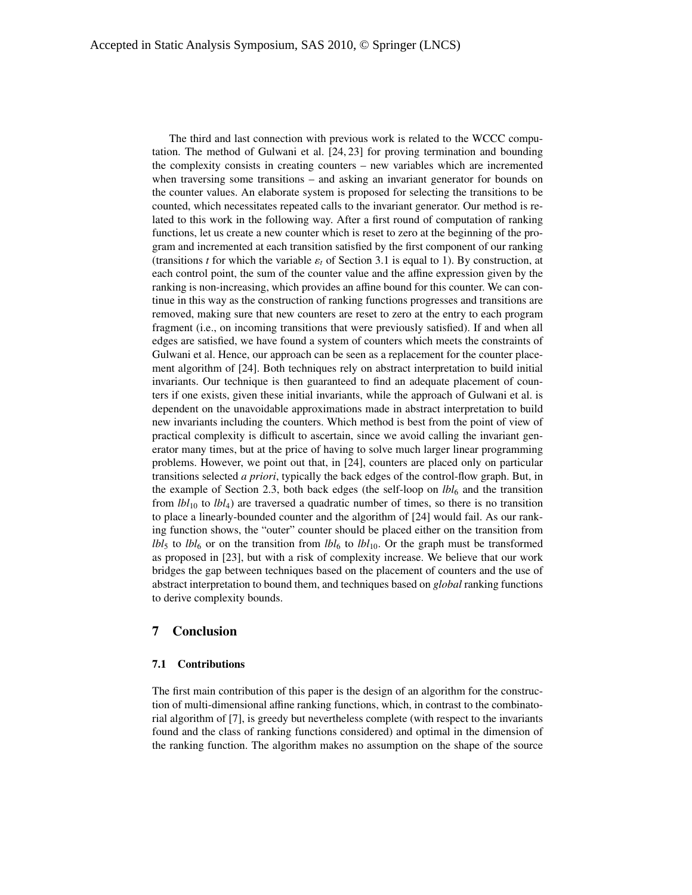The third and last connection with previous work is related to the WCCC computation. The method of Gulwani et al. [24, 23] for proving termination and bounding the complexity consists in creating counters – new variables which are incremented when traversing some transitions – and asking an invariant generator for bounds on the counter values. An elaborate system is proposed for selecting the transitions to be counted, which necessitates repeated calls to the invariant generator. Our method is related to this work in the following way. After a first round of computation of ranking functions, let us create a new counter which is reset to zero at the beginning of the program and incremented at each transition satisfied by the first component of our ranking (transitions $t$ for which the variable $\varepsilon_t$ of Section 3.1 is equal to 1). By construction, at each control point, the sum of the counter value and the affine expression given by the ranking is non-increasing, which provides an affine bound for this counter. We can continue in this way as the construction of ranking functions progresses and transitions are removed, making sure that new counters are reset to zero at the entry to each program fragment (i.e., on incoming transitions that were previously satisfied). If and when all edges are satisfied, we have found a system of counters which meets the constraints of Gulwani et al. Hence, our approach can be seen as a replacement for the counter placement algorithm of [24]. Both techniques rely on abstract interpretation to build initial invariants. Our technique is then guaranteed to find an adequate placement of counters if one exists, given these initial invariants, while the approach of Gulwani et al. is dependent on the unavoidable approximations made in abstract interpretation to build new invariants including the counters. Which method is best from the point of view of practical complexity is difficult to ascertain, since we avoid calling the invariant generator many times, but at the price of having to solve much larger linear programming problems. However, we point out that, in [24], counters are placed only on particular transitions selected *a priori*, typically the back edges of the control-flow graph. But, in the example of Section 2.3, both back edges (the self-loop on $lbl_6$ and the transition from $lbl_{10}$ to $lbl_4$) are traversed a quadratic number of times, so there is no transition to place a linearly-bounded counter and the algorithm of [24] would fail. As our ranking function shows, the "outer" counter should be placed either on the transition from $lbl_5$ to $lbl_6$ or on the transition from $lbl_6$ to $lbl_{10}$. Or the graph must be transformed as proposed in [23], but with a risk of complexity increase. We believe that our work bridges the gap between techniques based on the placement of counters and the use of abstract interpretation to bound them, and techniques based on *global* ranking functions to derive complexity bounds.

## 7 Conclusion

### 7.1 Contributions

The first main contribution of this paper is the design of an algorithm for the construction of multi-dimensional affine ranking functions, which, in contrast to the combinatorial algorithm of [7], is greedy but nevertheless complete (with respect to the invariants found and the class of ranking functions considered) and optimal in the dimension of the ranking function. The algorithm makes no assumption on the shape of the source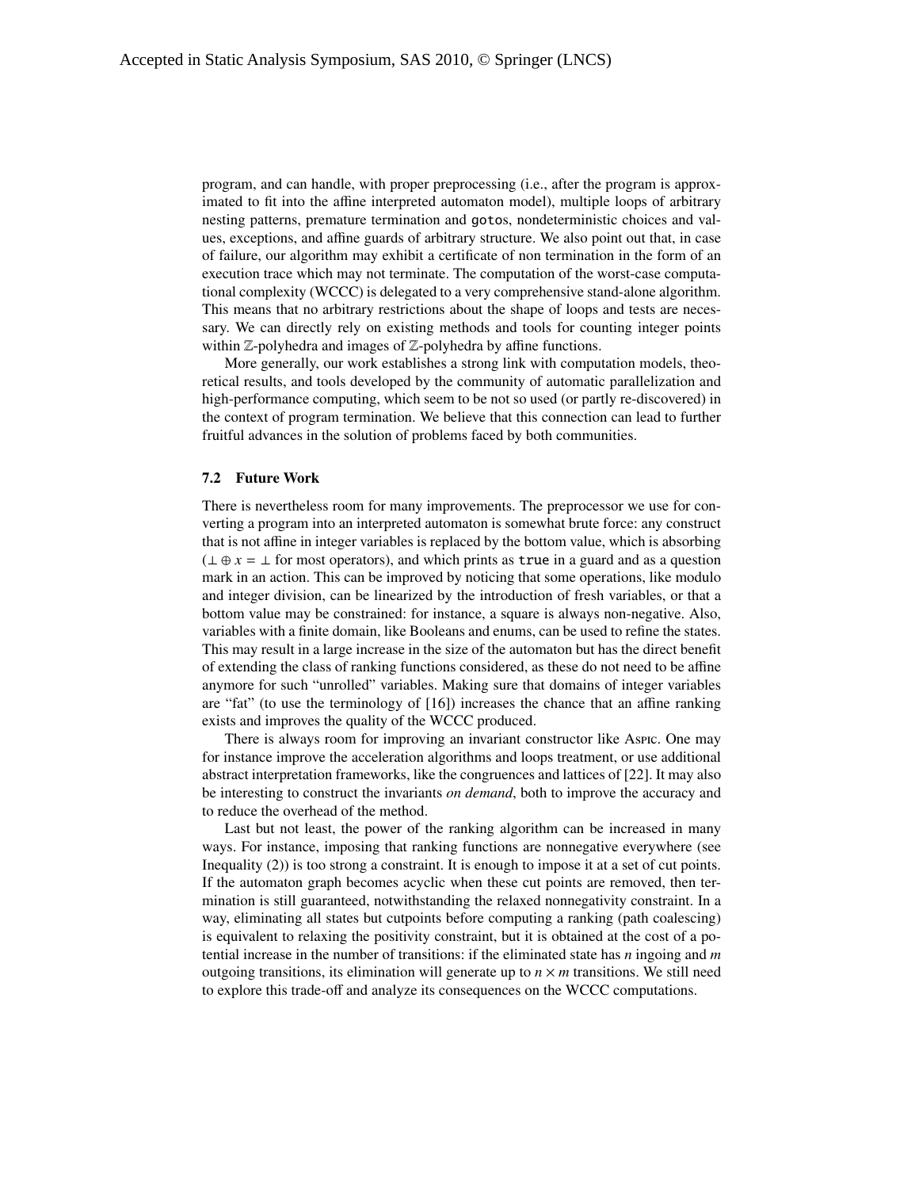program, and can handle, with proper preprocessing (i.e., after the program is approximated to fit into the affine interpreted automaton model), multiple loops of arbitrary nesting patterns, premature termination and `goto`s, nondeterministic choices and values, exceptions, and affine guards of arbitrary structure. We also point out that, in case of failure, our algorithm may exhibit a certificate of non termination in the form of an execution trace which may not terminate. The computation of the worst-case computational complexity (WCCC) is delegated to a very comprehensive stand-alone algorithm. This means that no arbitrary restrictions about the shape of loops and tests are necessary. We can directly rely on existing methods and tools for counting integer points within $\mathbb{Z}$-polyhedra and images of $\mathbb{Z}$-polyhedra by affine functions.

More generally, our work establishes a strong link with computation models, theoretical results, and tools developed by the community of automatic parallelization and high-performance computing, which seem to be not so used (or partly re-discovered) in the context of program termination. We believe that this connection can lead to further fruitful advances in the solution of problems faced by both communities.

### 7.2 Future Work

There is nevertheless room for many improvements. The preprocessor we use for converting a program into an interpreted automaton is somewhat brute force: any construct that is not affine in integer variables is replaced by the bottom value, which is absorbing ($\perp \oplus x = \perp$ for most operators), and which prints as `true` in a guard and as a question mark in an action. This can be improved by noticing that some operations, like modulo and integer division, can be linearized by the introduction of fresh variables, or that a bottom value may be constrained: for instance, a square is always non-negative. Also, variables with a finite domain, like Booleans and enums, can be used to refine the states. This may result in a large increase in the size of the automaton but has the direct benefit of extending the class of ranking functions considered, as these do not need to be affine anymore for such "unrolled" variables. Making sure that domains of integer variables are "fat" (to use the terminology of [16]) increases the chance that an affine ranking exists and improves the quality of the WCCC produced.

There is always room for improving an invariant constructor like Aspic. One may for instance improve the acceleration algorithms and loops treatment, or use additional abstract interpretation frameworks, like the congruences and lattices of [22]. It may also be interesting to construct the invariants *on demand*, both to improve the accuracy and to reduce the overhead of the method.

Last but not least, the power of the ranking algorithm can be increased in many ways. For instance, imposing that ranking functions are nonnegative everywhere (see Inequality (2)) is too strong a constraint. It is enough to impose it at a set of cut points. If the automaton graph becomes acyclic when these cut points are removed, then termination is still guaranteed, notwithstanding the relaxed nonnegativity constraint. In a way, eliminating all states but cutpoints before computing a ranking (path coalescing) is equivalent to relaxing the positivity constraint, but it is obtained at the cost of a potential increase in the number of transitions: if the eliminated state has $n$ ingoing and $m$ outgoing transitions, its elimination will generate up to $n \times m$ transitions. We still need to explore this trade-off and analyze its consequences on the WCCC computations.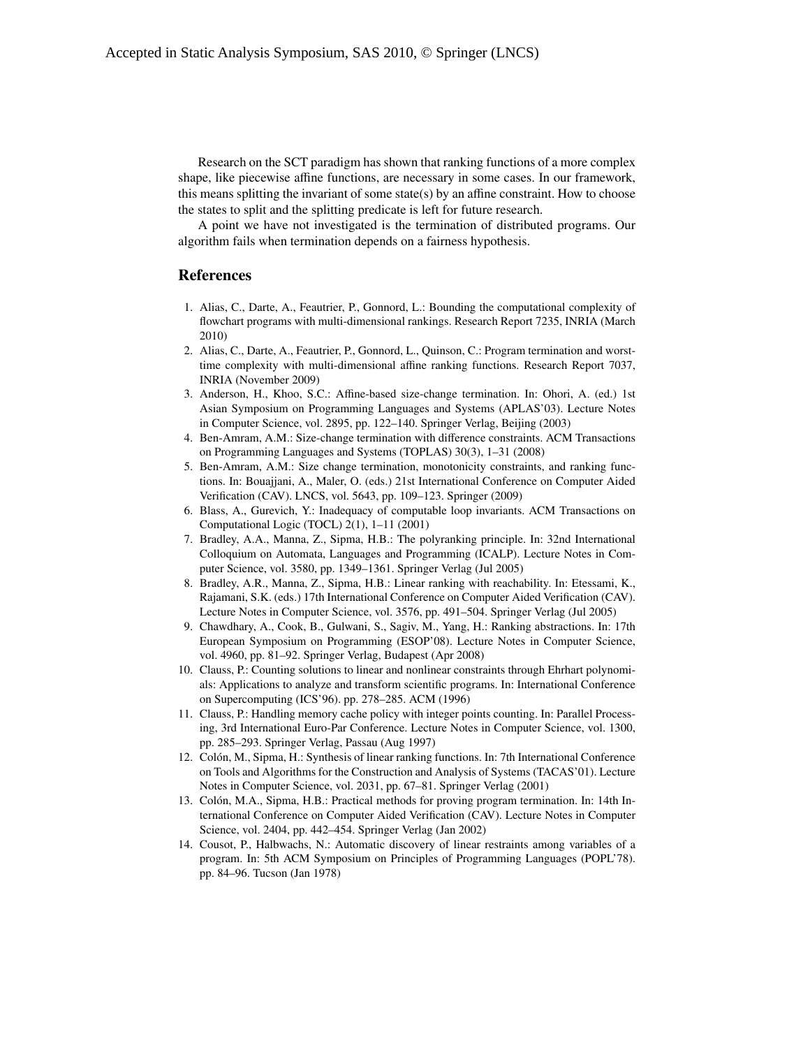Research on the SCT paradigm has shown that ranking functions of a more complex shape, like piecewise affine functions, are necessary in some cases. In our framework, this means splitting the invariant of some state(s) by an affine constraint. How to choose the states to split and the splitting predicate is left for future research.

A point we have not investigated is the termination of distributed programs. Our algorithm fails when termination depends on a fairness hypothesis.

## References

1. Alias, C., Darte, A., Feautrier, P., Gonnord, L.: Bounding the computational complexity of flowchart programs with multi-dimensional rankings. Research Report 7235, INRIA (March 2010)
2. Alias, C., Darte, A., Feautrier, P., Gonnord, L., Quinson, C.: Program termination and worst-time complexity with multi-dimensional affine ranking functions. Research Report 7037, INRIA (November 2009)
3. Anderson, H., Khoo, S.C.: Affine-based size-change termination. In: Ohori, A. (ed.) 1st Asian Symposium on Programming Languages and Systems (APLAS'03). Lecture Notes in Computer Science, vol. 2895, pp. 122–140. Springer Verlag, Beijing (2003)
4. Ben-Amram, A.M.: Size-change termination with difference constraints. ACM Transactions on Programming Languages and Systems (TOPLAS) 30(3), 1–31 (2008)
5. Ben-Amram, A.M.: Size change termination, monotonicity constraints, and ranking functions. In: Bouajjani, A., Maler, O. (eds.) 21st International Conference on Computer Aided Verification (CAV). LNCS, vol. 5643, pp. 109–123. Springer (2009)
6. Blass, A., Gurevich, Y.: Inadequacy of computable loop invariants. ACM Transactions on Computational Logic (TOCL) 2(1), 1–11 (2001)
7. Bradley, A.A., Manna, Z., Sipma, H.B.: The polyranking principle. In: 32nd International Colloquium on Automata, Languages and Programming (ICALP). Lecture Notes in Computer Science, vol. 3580, pp. 1349–1361. Springer Verlag (Jul 2005)
8. Bradley, A.R., Manna, Z., Sipma, H.B.: Linear ranking with reachability. In: Etessami, K., Rajamani, S.K. (eds.) 17th International Conference on Computer Aided Verification (CAV). Lecture Notes in Computer Science, vol. 3576, pp. 491–504. Springer Verlag (Jul 2005)
9. Chawdhary, A., Cook, B., Gulwani, S., Sagiv, M., Yang, H.: Ranking abstractions. In: 17th European Symposium on Programming (ESOP'08). Lecture Notes in Computer Science, vol. 4960, pp. 81–92. Springer Verlag, Budapest (Apr 2008)
10. Clauss, P.: Counting solutions to linear and nonlinear constraints through Ehrhart polynomials: Applications to analyze and transform scientific programs. In: International Conference on Supercomputing (ICS'96). pp. 278–285. ACM (1996)
11. Clauss, P.: Handling memory cache policy with integer points counting. In: Parallel Processing, 3rd International Euro-Par Conference. Lecture Notes in Computer Science, vol. 1300, pp. 285–293. Springer Verlag, Passau (Aug 1997)
12. Colón, M., Sipma, H.: Synthesis of linear ranking functions. In: 7th International Conference on Tools and Algorithms for the Construction and Analysis of Systems (TACAS'01). Lecture Notes in Computer Science, vol. 2031, pp. 67–81. Springer Verlag (2001)
13. Colón, M.A., Sipma, H.B.: Practical methods for proving program termination. In: 14th International Conference on Computer Aided Verification (CAV). Lecture Notes in Computer Science, vol. 2404, pp. 442–454. Springer Verlag (Jan 2002)
14. Cousot, P., Halbwachs, N.: Automatic discovery of linear restraints among variables of a program. In: 5th ACM Symposium on Principles of Programming Languages (POPL'78). pp. 84–96. Tucson (Jan 1978)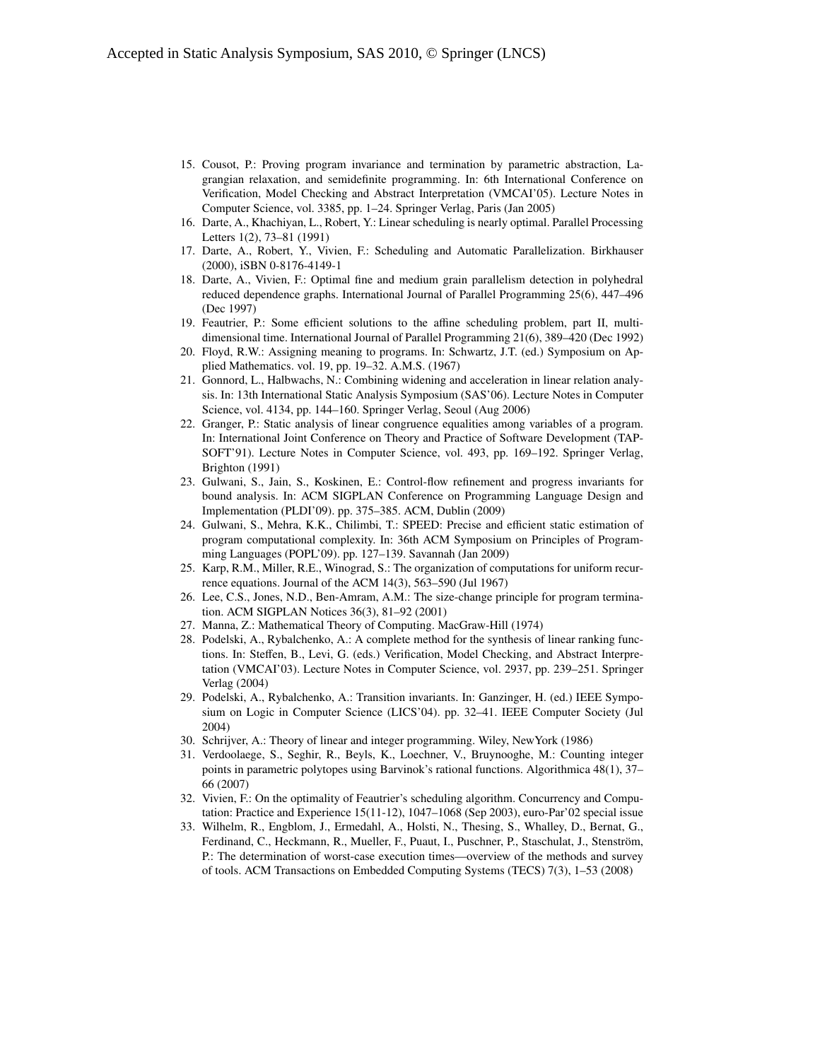15. Cousot, P.: Proving program invariance and termination by parametric abstraction, Lagrangian relaxation, and semidefinite programming. In: 6th International Conference on Verification, Model Checking and Abstract Interpretation (VMCAI'05). Lecture Notes in Computer Science, vol. 3385, pp. 1–24. Springer Verlag, Paris (Jan 2005)
16. Darte, A., Khachiyan, L., Robert, Y.: Linear scheduling is nearly optimal. Parallel Processing Letters 1(2), 73–81 (1991)
17. Darte, A., Robert, Y., Vivien, F.: Scheduling and Automatic Parallelization. Birkhauser (2000), iSBN 0-8176-4149-1
18. Darte, A., Vivien, F.: Optimal fine and medium grain parallelism detection in polyhedral reduced dependence graphs. International Journal of Parallel Programming 25(6), 447–496 (Dec 1997)
19. Feautrier, P.: Some efficient solutions to the affine scheduling problem, part II, multi-dimensional time. International Journal of Parallel Programming 21(6), 389–420 (Dec 1992)
20. Floyd, R.W.: Assigning meaning to programs. In: Schwartz, J.T. (ed.) Symposium on Applied Mathematics. vol. 19, pp. 19–32. A.M.S. (1967)
21. Gonnord, L., Halbwachs, N.: Combining widening and acceleration in linear relation analysis. In: 13th International Static Analysis Symposium (SAS'06). Lecture Notes in Computer Science, vol. 4134, pp. 144–160. Springer Verlag, Seoul (Aug 2006)
22. Granger, P.: Static analysis of linear congruence equalities among variables of a program. In: International Joint Conference on Theory and Practice of Software Development (TAPSOFT'91). Lecture Notes in Computer Science, vol. 493, pp. 169–192. Springer Verlag, Brighton (1991)
23. Gulwani, S., Jain, S., Koskinen, E.: Control-flow refinement and progress invariants for bound analysis. In: ACM SIGPLAN Conference on Programming Language Design and Implementation (PLDI'09). pp. 375–385. ACM, Dublin (2009)
24. Gulwani, S., Mehra, K.K., Chilimbi, T.: SPEED: Precise and efficient static estimation of program computational complexity. In: 36th ACM Symposium on Principles of Programming Languages (POPL'09). pp. 127–139. Savannah (Jan 2009)
25. Karp, R.M., Miller, R.E., Winograd, S.: The organization of computations for uniform recurrence equations. Journal of the ACM 14(3), 563–590 (Jul 1967)
26. Lee, C.S., Jones, N.D., Ben-Amram, A.M.: The size-change principle for program termination. ACM SIGPLAN Notices 36(3), 81–92 (2001)
27. Manna, Z.: Mathematical Theory of Computing. MacGraw-Hill (1974)
28. Podelski, A., Rybalchenko, A.: A complete method for the synthesis of linear ranking functions. In: Steffen, B., Levi, G. (eds.) Verification, Model Checking, and Abstract Interpretation (VMCAI'03). Lecture Notes in Computer Science, vol. 2937, pp. 239–251. Springer Verlag (2004)
29. Podelski, A., Rybalchenko, A.: Transition invariants. In: Ganzinger, H. (ed.) IEEE Symposium on Logic in Computer Science (LICS'04). pp. 32–41. IEEE Computer Society (Jul 2004)
30. Schrijver, A.: Theory of linear and integer programming. Wiley, NewYork (1986)
31. Verdoolaege, S., Seghir, R., Beyls, K., Loechner, V., Bruynooghe, M.: Counting integer points in parametric polytopes using Barvinok's rational functions. Algorithmica 48(1), 37–66 (2007)
32. Vivien, F.: On the optimality of Feautrier's scheduling algorithm. Concurrency and Computation: Practice and Experience 15(11-12), 1047–1068 (Sep 2003), euro-Par'02 special issue
33. Wilhelm, R., Engblom, J., Ermedahl, A., Holsti, N., Thesing, S., Whalley, D., Bernat, G., Ferdinand, C., Heckmann, R., Mueller, F., Puaut, I., Puschner, P., Staschulat, J., Stenström, P.: The determination of worst-case execution times—overview of the methods and survey of tools. ACM Transactions on Embedded Computing Systems (TECS) 7(3), 1–53 (2008)